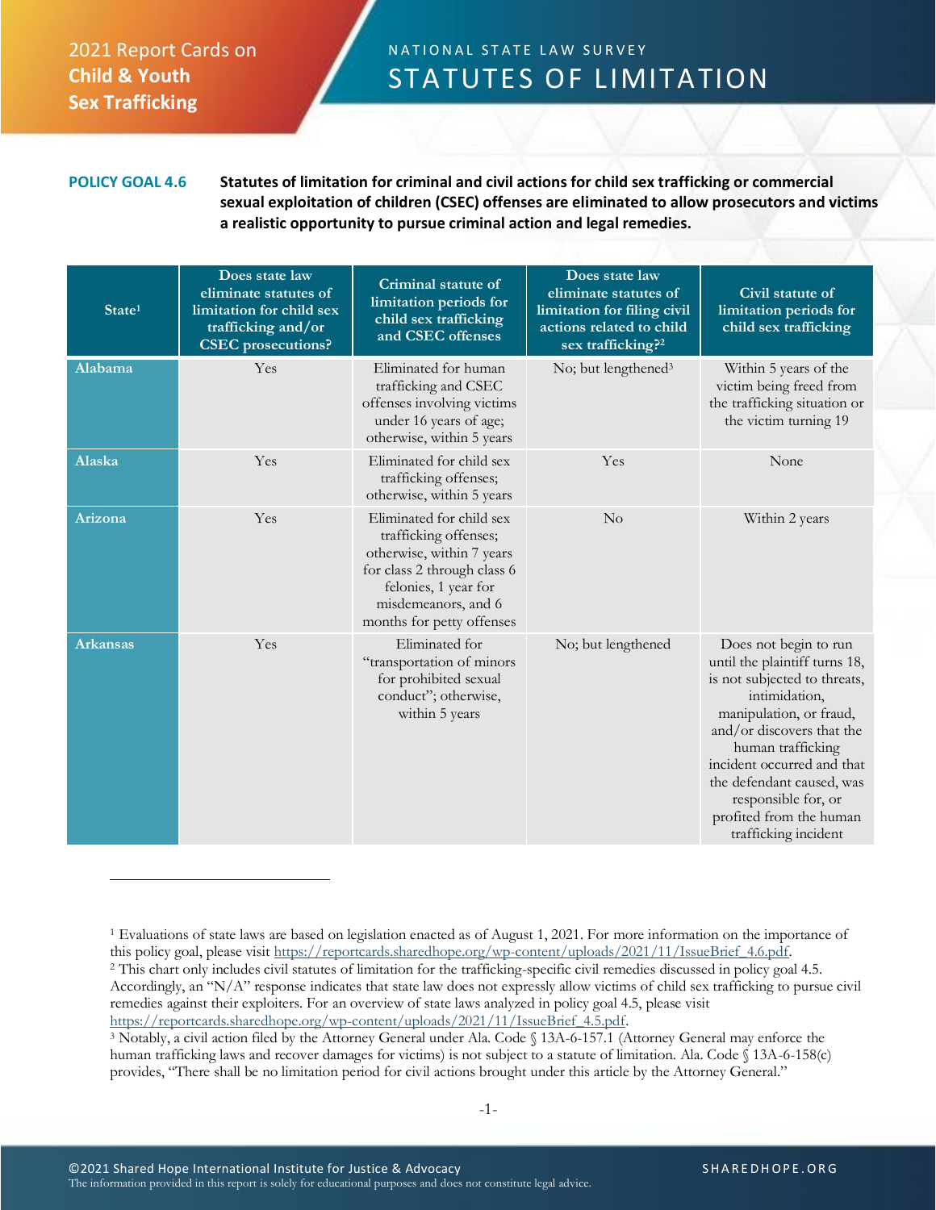2021 Report Cards on **Child & Youth Sex Trafficking**

# NATIONAL STATE LAW SURVEY
# STATUTES OF LIMITATION

**POLICY GOAL 4.6** **Statutes of limitation for criminal and civil actions for child sex trafficking or commercial sexual exploitation of children (CSEC) offenses are eliminated to allow prosecutors and victims a realistic opportunity to pursue criminal action and legal remedies.**

| State[1] | Does state law eliminate statutes of limitation for child sex trafficking and/or CSEC prosecutions? | Criminal statute of limitation periods for child sex trafficking and CSEC offenses | Does state law eliminate statutes of limitation for filing civil actions related to child sex trafficking?[2] | Civil statute of limitation periods for child sex trafficking |
|---|---|---|---|---|
| Alabama | Yes | Eliminated for human trafficking and CSEC offenses involving victims under 16 years of age; otherwise, within 5 years | No; but lengthened[3] | Within 5 years of the victim being freed from the trafficking situation or the victim turning 19 |
| Alaska | Yes | Eliminated for child sex trafficking offenses; otherwise, within 5 years | Yes | None |
| Arizona | Yes | Eliminated for child sex trafficking offenses; otherwise, within 7 years for class 2 through class 6 felonies, 1 year for misdemeanors, and 6 months for petty offenses | No | Within 2 years |
| Arkansas | Yes | Eliminated for "transportation of minors for prohibited sexual conduct"; otherwise, within 5 years | No; but lengthened | Does not begin to run until the plaintiff turns 18, is not subjected to threats, intimidation, manipulation, or fraud, and/or discovers that the human trafficking incident occurred and that the defendant caused, was responsible for, or profited from the human trafficking incident |

[1] Evaluations of state laws are based on legislation enacted as of August 1, 2021. For more information on the importance of this policy goal, please visit https://reportcards.sharedhope.org/wp-content/uploads/2021/11/IssueBrief_4.6.pdf.

[2] This chart only includes civil statutes of limitation for the trafficking-specific civil remedies discussed in policy goal 4.5. Accordingly, an "N/A" response indicates that state law does not expressly allow victims of child sex trafficking to pursue civil remedies against their exploiters. For an overview of state laws analyzed in policy goal 4.5, please visit https://reportcards.sharedhope.org/wp-content/uploads/2021/11/IssueBrief_4.5.pdf.

[3] Notably, a civil action filed by the Attorney General under Ala. Code § 13A-6-157.1 (Attorney General may enforce the human trafficking laws and recover damages for victims) is not subject to a statute of limitation. Ala. Code § 13A-6-158(c) provides, "There shall be no limitation period for civil actions brought under this article by the Attorney General."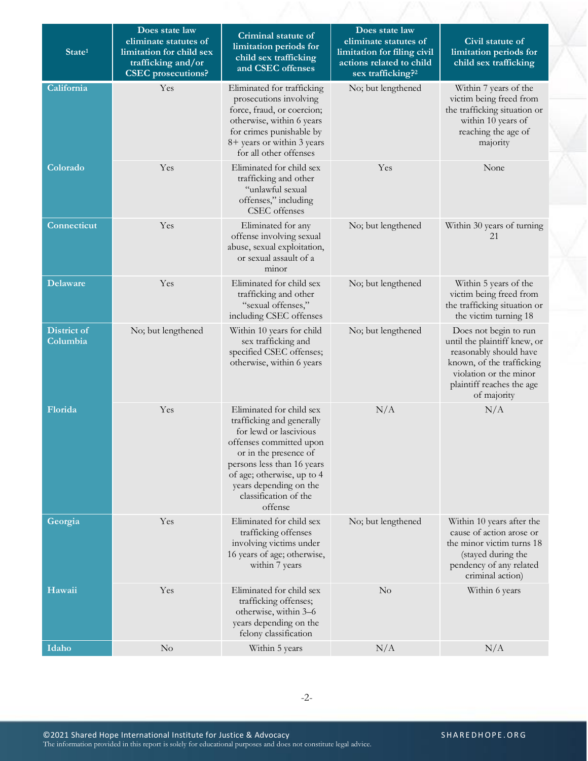| State[1] | Does state law eliminate statutes of limitation for child sex trafficking and/or CSEC prosecutions? | Criminal statute of limitation periods for child sex trafficking and CSEC offenses | Does state law eliminate statutes of limitation for filing civil actions related to child sex trafficking?[2] | Civil statute of limitation periods for child sex trafficking |
|---|---|---|---|---|
| California | Yes | Eliminated for trafficking prosecutions involving force, fraud, or coercion; otherwise, within 6 years for crimes punishable by 8+ years or within 3 years for all other offenses | No; but lengthened | Within 7 years of the victim being freed from the trafficking situation or within 10 years of reaching the age of majority |
| Colorado | Yes | Eliminated for child sex trafficking and other "unlawful sexual offenses," including CSEC offenses | Yes | None |
| Connecticut | Yes | Eliminated for any offense involving sexual abuse, sexual exploitation, or sexual assault of a minor | No; but lengthened | Within 30 years of turning 21 |
| Delaware | Yes | Eliminated for child sex trafficking and other "sexual offenses," including CSEC offenses | No; but lengthened | Within 5 years of the victim being freed from the trafficking situation or the victim turning 18 |
| District of Columbia | No; but lengthened | Within 10 years for child sex trafficking and specified CSEC offenses; otherwise, within 6 years | No; but lengthened | Does not begin to run until the plaintiff knew, or reasonably should have known, of the trafficking violation or the minor plaintiff reaches the age of majority |
| Florida | Yes | Eliminated for child sex trafficking and generally for lewd or lascivious offenses committed upon or in the presence of persons less than 16 years of age; otherwise, up to 4 years depending on the classification of the offense | N/A | N/A |
| Georgia | Yes | Eliminated for child sex trafficking offenses involving victims under 16 years of age; otherwise, within 7 years | No; but lengthened | Within 10 years after the cause of action arose or the minor victim turns 18 (stayed during the pendency of any related criminal action) |
| Hawaii | Yes | Eliminated for child sex trafficking offenses; otherwise, within 3–6 years depending on the felony classification | No | Within 6 years |
| Idaho | No | Within 5 years | N/A | N/A |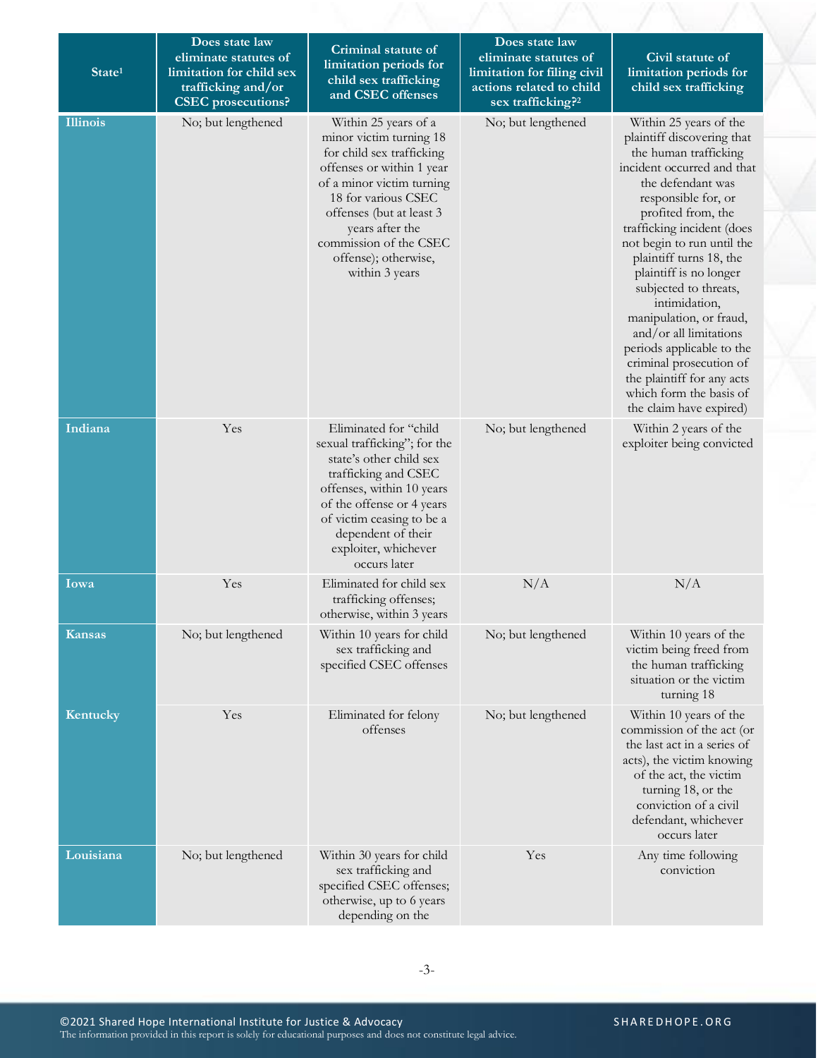| State[1] | Does state law eliminate statutes of limitation for child sex trafficking and/or CSEC prosecutions? | Criminal statute of limitation periods for child sex trafficking and CSEC offenses | Does state law eliminate statutes of limitation for filing civil actions related to child sex trafficking?[2] | Civil statute of limitation periods for child sex trafficking |
|---|---|---|---|---|
| **Illinois** | No; but lengthened | Within 25 years of a minor victim turning 18 for child sex trafficking offenses or within 1 year of a minor victim turning 18 for various CSEC offenses (but at least 3 years after the commission of the CSEC offense); otherwise, within 3 years | No; but lengthened | Within 25 years of the plaintiff discovering that the human trafficking incident occurred and that the defendant was responsible for, or profited from, the trafficking incident (does not begin to run until the plaintiff turns 18, the plaintiff is no longer subjected to threats, intimidation, manipulation, or fraud, and/or all limitations periods applicable to the criminal prosecution of the plaintiff for any acts which form the basis of the claim have expired) |
| **Indiana** | Yes | Eliminated for "child sexual trafficking"; for the state's other child sex trafficking and CSEC offenses, within 10 years of the offense or 4 years of victim ceasing to be a dependent of their exploiter, whichever occurs later | No; but lengthened | Within 2 years of the exploiter being convicted |
| **Iowa** | Yes | Eliminated for child sex trafficking offenses; otherwise, within 3 years | N/A | N/A |
| **Kansas** | No; but lengthened | Within 10 years for child sex trafficking and specified CSEC offenses | No; but lengthened | Within 10 years of the victim being freed from the human trafficking situation or the victim turning 18 |
| **Kentucky** | Yes | Eliminated for felony offenses | No; but lengthened | Within 10 years of the commission of the act (or the last act in a series of acts), the victim knowing of the act, the victim turning 18, or the conviction of a civil defendant, whichever occurs later |
| **Louisiana** | No; but lengthened | Within 30 years for child sex trafficking and specified CSEC offenses; otherwise, up to 6 years depending on the | Yes | Any time following conviction |

©2021 Shared Hope International Institute for Justice & Advocacy
The information provided in this report is solely for educational purposes and does not constitute legal advice.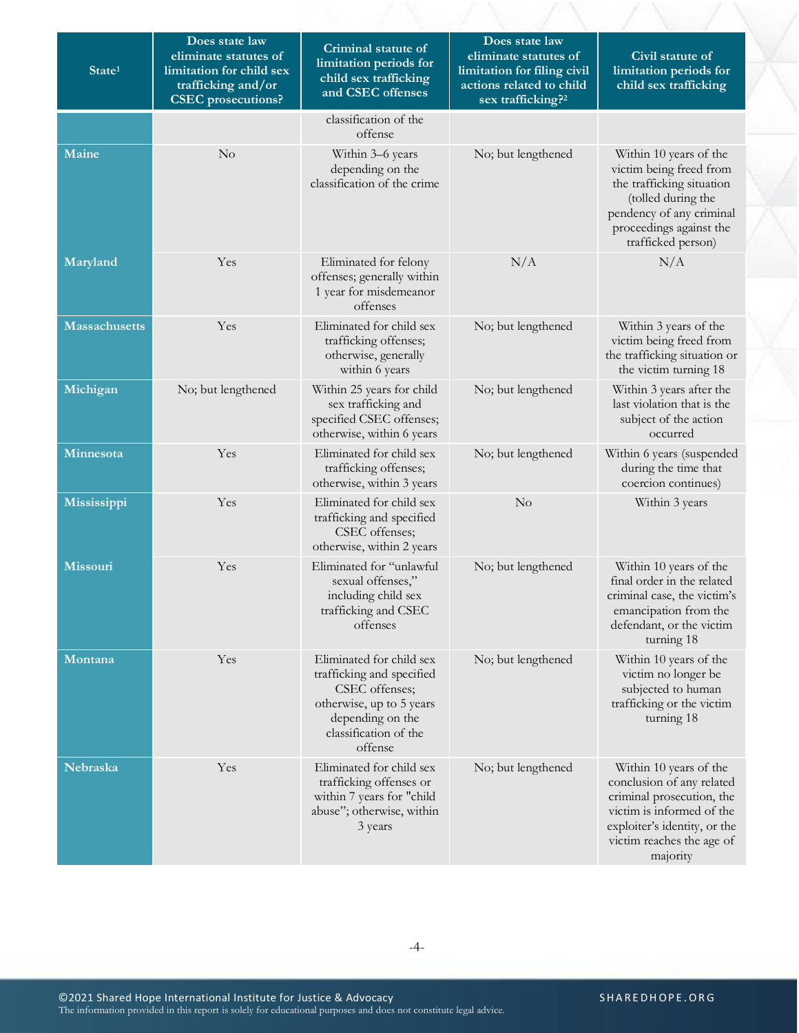| State[1] | Does state law eliminate statutes of limitation for child sex trafficking and/or CSEC prosecutions? | Criminal statute of limitation periods for child sex trafficking and CSEC offenses | Does state law eliminate statutes of limitation for filing civil actions related to child sex trafficking?[2] | Civil statute of limitation periods for child sex trafficking |
|---|---|---|---|---|
| | | classification of the offense | | |
| **Maine** | No | Within 3–6 years depending on the classification of the crime | No; but lengthened | Within 10 years of the victim being freed from the trafficking situation (tolled during the pendency of any criminal proceedings against the trafficked person) |
| **Maryland** | Yes | Eliminated for felony offenses; generally within 1 year for misdemeanor offenses | N/A | N/A |
| **Massachusetts** | Yes | Eliminated for child sex trafficking offenses; otherwise, generally within 6 years | No; but lengthened | Within 3 years of the victim being freed from the trafficking situation or the victim turning 18 |
| **Michigan** | No; but lengthened | Within 25 years for child sex trafficking and specified CSEC offenses; otherwise, within 6 years | No; but lengthened | Within 3 years after the last violation that is the subject of the action occurred |
| **Minnesota** | Yes | Eliminated for child sex trafficking offenses; otherwise, within 3 years | No; but lengthened | Within 6 years (suspended during the time that coercion continues) |
| **Mississippi** | Yes | Eliminated for child sex trafficking and specified CSEC offenses; otherwise, within 2 years | No | Within 3 years |
| **Missouri** | Yes | Eliminated for "unlawful sexual offenses," including child sex trafficking and CSEC offenses | No; but lengthened | Within 10 years of the final order in the related criminal case, the victim's emancipation from the defendant, or the victim turning 18 |
| **Montana** | Yes | Eliminated for child sex trafficking and specified CSEC offenses; otherwise, up to 5 years depending on the classification of the offense | No; but lengthened | Within 10 years of the victim no longer be subjected to human trafficking or the victim turning 18 |
| **Nebraska** | Yes | Eliminated for child sex trafficking offenses or within 7 years for "child abuse"; otherwise, within 3 years | No; but lengthened | Within 10 years of the conclusion of any related criminal prosecution, the victim is informed of the exploiter's identity, or the victim reaches the age of majority |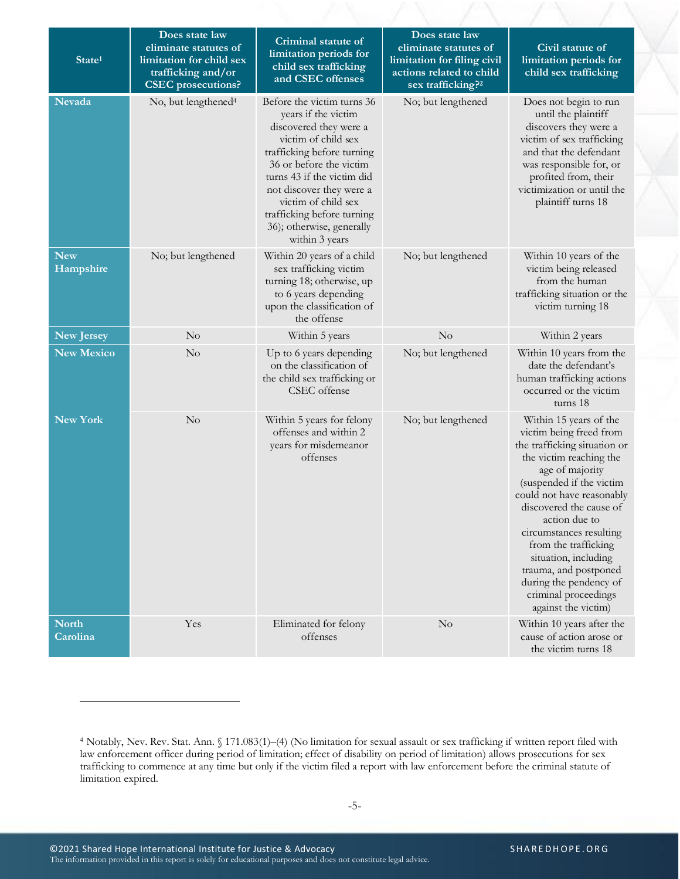| State[1] | Does state law eliminate statutes of limitation for child sex trafficking and/or CSEC prosecutions? | Criminal statute of limitation periods for child sex trafficking and CSEC offenses | Does state law eliminate statutes of limitation for filing civil actions related to child sex trafficking?[2] | Civil statute of limitation periods for child sex trafficking |
|---|---|---|---|---|
| Nevada | No, but lengthened[4] | Before the victim turns 36 years if the victim discovered they were a victim of child sex trafficking before turning 36 or before the victim turns 43 if the victim did not discover they were a victim of child sex trafficking before turning 36); otherwise, generally within 3 years | No; but lengthened | Does not begin to run until the plaintiff discovers they were a victim of sex trafficking and that the defendant was responsible for, or profited from, their victimization or until the plaintiff turns 18 |
| New Hampshire | No; but lengthened | Within 20 years of a child sex trafficking victim turning 18; otherwise, up to 6 years depending upon the classification of the offense | No; but lengthened | Within 10 years of the victim being released from the human trafficking situation or the victim turning 18 |
| New Jersey | No | Within 5 years | No | Within 2 years |
| New Mexico | No | Up to 6 years depending on the classification of the child sex trafficking or CSEC offense | No; but lengthened | Within 10 years from the date the defendant's human trafficking actions occurred or the victim turns 18 |
| New York | No | Within 5 years for felony offenses and within 2 years for misdemeanor offenses | No; but lengthened | Within 15 years of the victim being freed from the trafficking situation or the victim reaching the age of majority (suspended if the victim could not have reasonably discovered the cause of action due to circumstances resulting from the trafficking situation, including trauma, and postponed during the pendency of criminal proceedings against the victim) |
| North Carolina | Yes | Eliminated for felony offenses | No | Within 10 years after the cause of action arose or the victim turns 18 |

[4] Notably, Nev. Rev. Stat. Ann. § 171.083(1)–(4) (No limitation for sexual assault or sex trafficking if written report filed with law enforcement officer during period of limitation; effect of disability on period of limitation) allows prosecutions for sex trafficking to commence at any time but only if the victim filed a report with law enforcement before the criminal statute of limitation expired.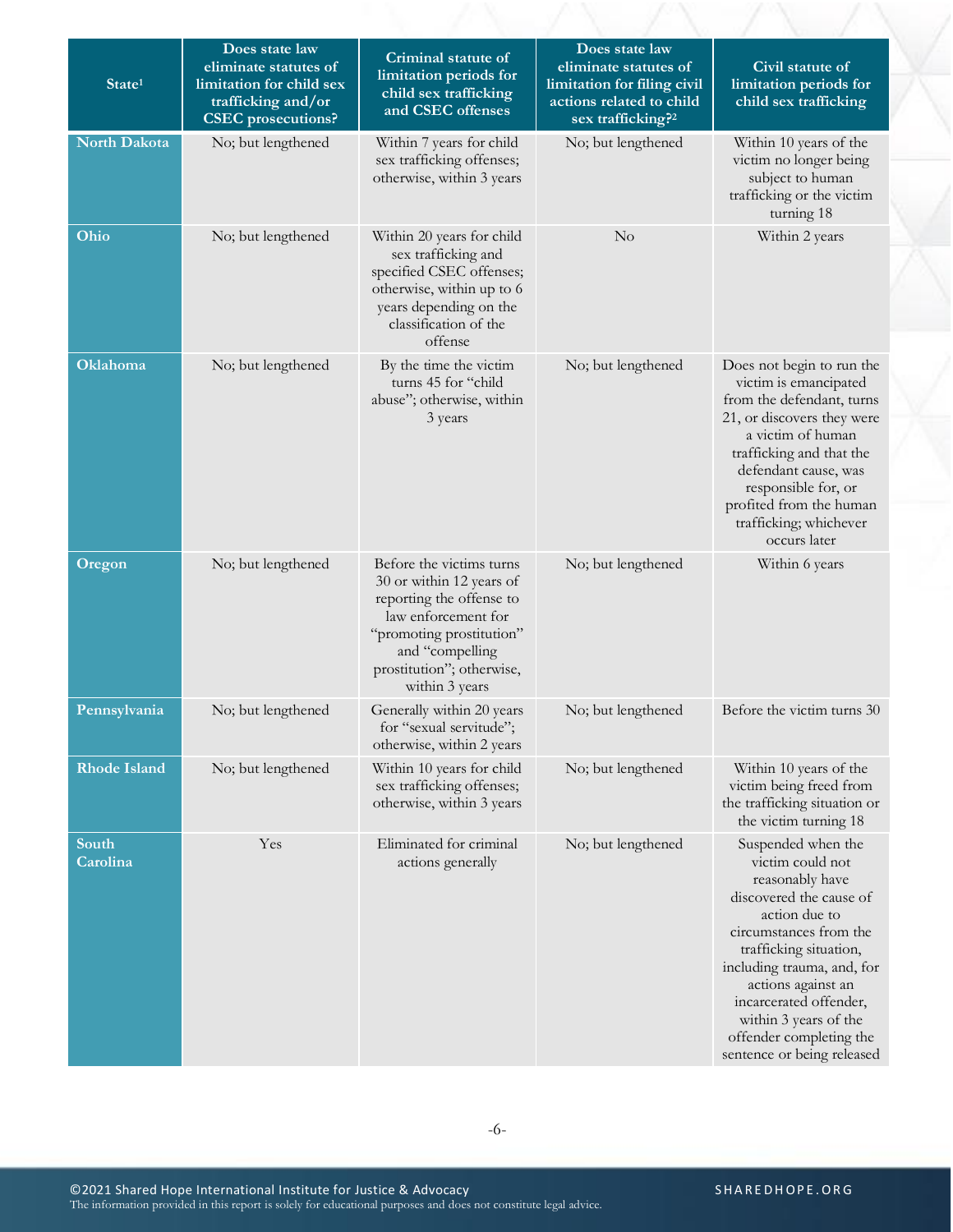| State[1] | Does state law eliminate statutes of limitation for child sex trafficking and/or CSEC prosecutions? | Criminal statute of limitation periods for child sex trafficking and CSEC offenses | Does state law eliminate statutes of limitation for filing civil actions related to child sex trafficking?[2] | Civil statute of limitation periods for child sex trafficking |
|---|---|---|---|---|
| **North Dakota** | No; but lengthened | Within 7 years for child sex trafficking offenses; otherwise, within 3 years | No; but lengthened | Within 10 years of the victim no longer being subject to human trafficking or the victim turning 18 |
| **Ohio** | No; but lengthened | Within 20 years for child sex trafficking and specified CSEC offenses; otherwise, within up to 6 years depending on the classification of the offense | No | Within 2 years |
| **Oklahoma** | No; but lengthened | By the time the victim turns 45 for "child abuse"; otherwise, within 3 years | No; but lengthened | Does not begin to run the victim is emancipated from the defendant, turns 21, or discovers they were a victim of human trafficking and that the defendant cause, was responsible for, or profited from the human trafficking; whichever occurs later |
| **Oregon** | No; but lengthened | Before the victims turns 30 or within 12 years of reporting the offense to law enforcement for "promoting prostitution" and "compelling prostitution"; otherwise, within 3 years | No; but lengthened | Within 6 years |
| **Pennsylvania** | No; but lengthened | Generally within 20 years for "sexual servitude"; otherwise, within 2 years | No; but lengthened | Before the victim turns 30 |
| **Rhode Island** | No; but lengthened | Within 10 years for child sex trafficking offenses; otherwise, within 3 years | No; but lengthened | Within 10 years of the victim being freed from the trafficking situation or the victim turning 18 |
| **South Carolina** | Yes | Eliminated for criminal actions generally | No; but lengthened | Suspended when the victim could not reasonably have discovered the cause of action due to circumstances from the trafficking situation, including trauma, and, for actions against an incarcerated offender, within 3 years of the offender completing the sentence or being released |

©2021 Shared Hope International Institute for Justice & Advocacy
The information provided in this report is solely for educational purposes and does not constitute legal advice.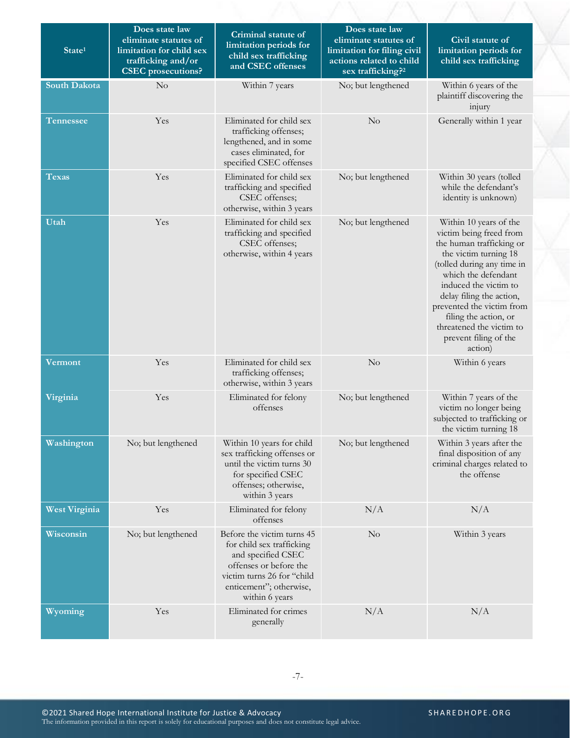| State[1] | Does state law eliminate statutes of limitation for child sex trafficking and/or CSEC prosecutions? | Criminal statute of limitation periods for child sex trafficking and CSEC offenses | Does state law eliminate statutes of limitation for filing civil actions related to child sex trafficking?[2] | Civil statute of limitation periods for child sex trafficking |
|---|---|---|---|---|
| **South Dakota** | No | Within 7 years | No; but lengthened | Within 6 years of the plaintiff discovering the injury |
| **Tennessee** | Yes | Eliminated for child sex trafficking offenses; lengthened, and in some cases eliminated, for specified CSEC offenses | No | Generally within 1 year |
| **Texas** | Yes | Eliminated for child sex trafficking and specified CSEC offenses; otherwise, within 3 years | No; but lengthened | Within 30 years (tolled while the defendant's identity is unknown) |
| **Utah** | Yes | Eliminated for child sex trafficking and specified CSEC offenses; otherwise, within 4 years | No; but lengthened | Within 10 years of the victim being freed from the human trafficking or the victim turning 18 (tolled during any time in which the defendant induced the victim to delay filing the action, prevented the victim from filing the action, or threatened the victim to prevent filing of the action) |
| **Vermont** | Yes | Eliminated for child sex trafficking offenses; otherwise, within 3 years | No | Within 6 years |
| **Virginia** | Yes | Eliminated for felony offenses | No; but lengthened | Within 7 years of the victim no longer being subjected to trafficking or the victim turning 18 |
| **Washington** | No; but lengthened | Within 10 years for child sex trafficking offenses or until the victim turns 30 for specified CSEC offenses; otherwise, within 3 years | No; but lengthened | Within 3 years after the final disposition of any criminal charges related to the offense |
| **West Virginia** | Yes | Eliminated for felony offenses | N/A | N/A |
| **Wisconsin** | No; but lengthened | Before the victim turns 45 for child sex trafficking and specified CSEC offenses or before the victim turns 26 for "child enticement"; otherwise, within 6 years | No | Within 3 years |
| **Wyoming** | Yes | Eliminated for crimes generally | N/A | N/A |

©2021 Shared Hope International Institute for Justice & Advocacy
The information provided in this report is solely for educational purposes and does not constitute legal advice.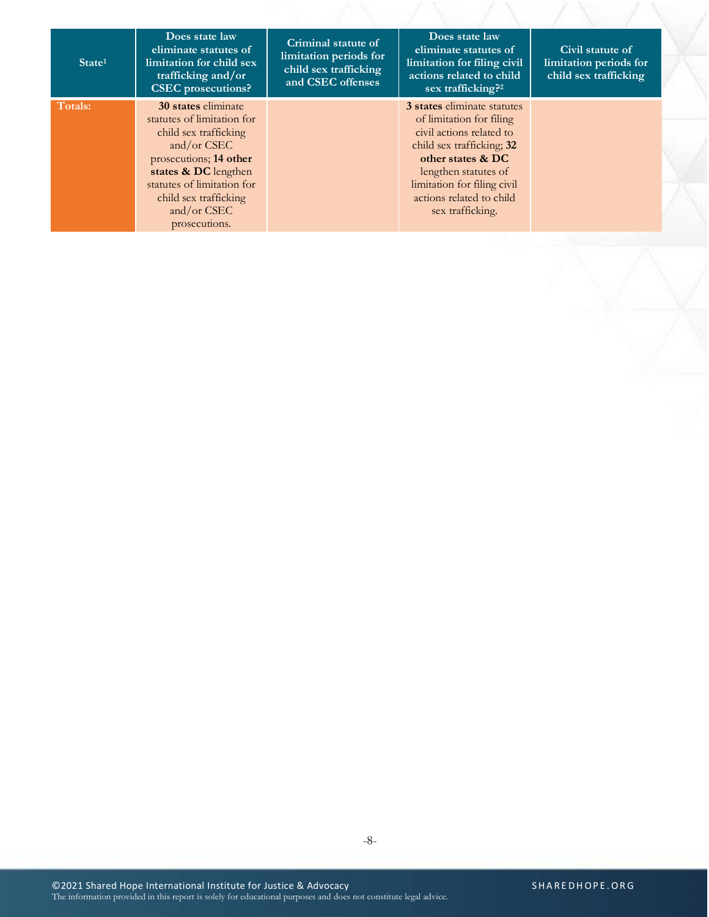| State[1] | Does state law eliminate statutes of limitation for child sex trafficking and/or CSEC prosecutions? | Criminal statute of limitation periods for child sex trafficking and CSEC offenses | Does state law eliminate statutes of limitation for filing civil actions related to child sex trafficking?[2] | Civil statute of limitation periods for child sex trafficking |
|---|---|---|---|---|
| **Totals:** | **30 states** eliminate statutes of limitation for child sex trafficking and/or CSEC prosecutions; **14 other states & DC** lengthen statutes of limitation for child sex trafficking and/or CSEC prosecutions. | | **3 states** eliminate statutes of limitation for filing civil actions related to child sex trafficking; **32 other states & DC** lengthen statutes of limitation for filing civil actions related to child sex trafficking. | |

©2021 Shared Hope International Institute for Justice & Advocacy
The information provided in this report is solely for educational purposes and does not constitute legal advice.